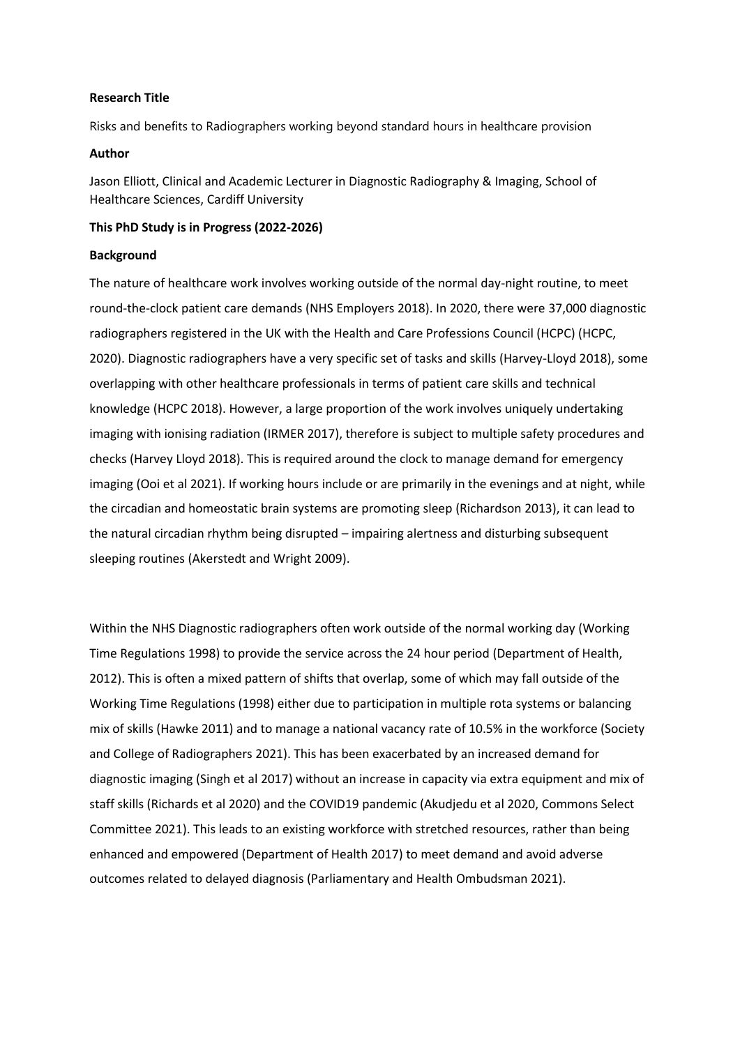**Research Title**

Risks and benefits to Radiographers working beyond standard hours in healthcare provision

**Author**

Jason Elliott, Clinical and Academic Lecturer in Diagnostic Radiography & Imaging, School of Healthcare Sciences, Cardiff University

**This PhD Study is in Progress (2022-2026)**

**Background**

The nature of healthcare work involves working outside of the normal day-night routine, to meet round-the-clock patient care demands (NHS Employers 2018). In 2020, there were 37,000 diagnostic radiographers registered in the UK with the Health and Care Professions Council (HCPC) (HCPC, 2020). Diagnostic radiographers have a very specific set of tasks and skills (Harvey-Lloyd 2018), some overlapping with other healthcare professionals in terms of patient care skills and technical knowledge (HCPC 2018). However, a large proportion of the work involves uniquely undertaking imaging with ionising radiation (IRMER 2017), therefore is subject to multiple safety procedures and checks (Harvey Lloyd 2018). This is required around the clock to manage demand for emergency imaging (Ooi et al 2021). If working hours include or are primarily in the evenings and at night, while the circadian and homeostatic brain systems are promoting sleep (Richardson 2013), it can lead to the natural circadian rhythm being disrupted – impairing alertness and disturbing subsequent sleeping routines (Akerstedt and Wright 2009).

Within the NHS Diagnostic radiographers often work outside of the normal working day (Working Time Regulations 1998) to provide the service across the 24 hour period (Department of Health, 2012). This is often a mixed pattern of shifts that overlap, some of which may fall outside of the Working Time Regulations (1998) either due to participation in multiple rota systems or balancing mix of skills (Hawke 2011) and to manage a national vacancy rate of 10.5% in the workforce (Society and College of Radiographers 2021). This has been exacerbated by an increased demand for diagnostic imaging (Singh et al 2017) without an increase in capacity via extra equipment and mix of staff skills (Richards et al 2020) and the COVID19 pandemic (Akudjedu et al 2020, Commons Select Committee 2021). This leads to an existing workforce with stretched resources, rather than being enhanced and empowered (Department of Health 2017) to meet demand and avoid adverse outcomes related to delayed diagnosis (Parliamentary and Health Ombudsman 2021).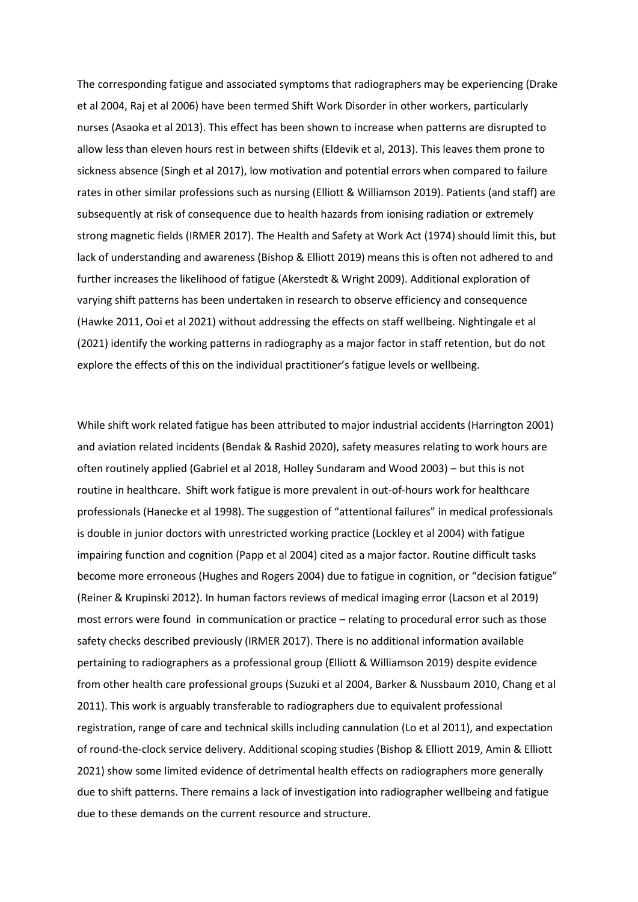The corresponding fatigue and associated symptoms that radiographers may be experiencing (Drake et al 2004, Raj et al 2006) have been termed Shift Work Disorder in other workers, particularly nurses (Asaoka et al 2013). This effect has been shown to increase when patterns are disrupted to allow less than eleven hours rest in between shifts (Eldevik et al, 2013). This leaves them prone to sickness absence (Singh et al 2017), low motivation and potential errors when compared to failure rates in other similar professions such as nursing (Elliott & Williamson 2019). Patients (and staff) are subsequently at risk of consequence due to health hazards from ionising radiation or extremely strong magnetic fields (IRMER 2017). The Health and Safety at Work Act (1974) should limit this, but lack of understanding and awareness (Bishop & Elliott 2019) means this is often not adhered to and further increases the likelihood of fatigue (Akerstedt & Wright 2009). Additional exploration of varying shift patterns has been undertaken in research to observe efficiency and consequence (Hawke 2011, Ooi et al 2021) without addressing the effects on staff wellbeing. Nightingale et al (2021) identify the working patterns in radiography as a major factor in staff retention, but do not explore the effects of this on the individual practitioner's fatigue levels or wellbeing.

While shift work related fatigue has been attributed to major industrial accidents (Harrington 2001) and aviation related incidents (Bendak & Rashid 2020), safety measures relating to work hours are often routinely applied (Gabriel et al 2018, Holley Sundaram and Wood 2003) – but this is not routine in healthcare. Shift work fatigue is more prevalent in out-of-hours work for healthcare professionals (Hanecke et al 1998). The suggestion of "attentional failures" in medical professionals is double in junior doctors with unrestricted working practice (Lockley et al 2004) with fatigue impairing function and cognition (Papp et al 2004) cited as a major factor. Routine difficult tasks become more erroneous (Hughes and Rogers 2004) due to fatigue in cognition, or "decision fatigue" (Reiner & Krupinski 2012). In human factors reviews of medical imaging error (Lacson et al 2019) most errors were found in communication or practice – relating to procedural error such as those safety checks described previously (IRMER 2017). There is no additional information available pertaining to radiographers as a professional group (Elliott & Williamson 2019) despite evidence from other health care professional groups (Suzuki et al 2004, Barker & Nussbaum 2010, Chang et al 2011). This work is arguably transferable to radiographers due to equivalent professional registration, range of care and technical skills including cannulation (Lo et al 2011), and expectation of round-the-clock service delivery. Additional scoping studies (Bishop & Elliott 2019, Amin & Elliott 2021) show some limited evidence of detrimental health effects on radiographers more generally due to shift patterns. There remains a lack of investigation into radiographer wellbeing and fatigue due to these demands on the current resource and structure.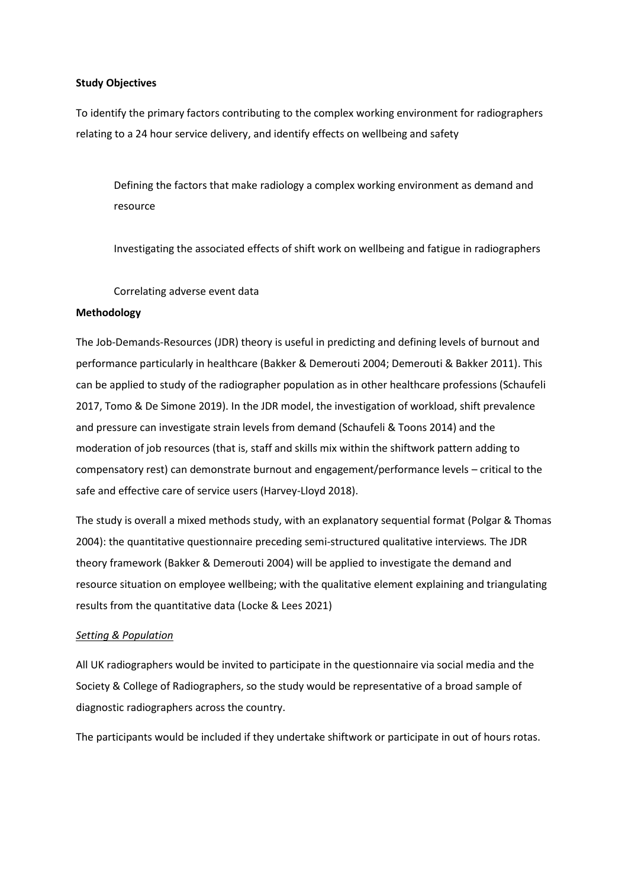**Study Objectives**

To identify the primary factors contributing to the complex working environment for radiographers relating to a 24 hour service delivery, and identify effects on wellbeing and safety

> Defining the factors that make radiology a complex working environment as demand and resource
>
> Investigating the associated effects of shift work on wellbeing and fatigue in radiographers
>
> Correlating adverse event data

**Methodology**

The Job-Demands-Resources (JDR) theory is useful in predicting and defining levels of burnout and performance particularly in healthcare (Bakker & Demerouti 2004; Demerouti & Bakker 2011). This can be applied to study of the radiographer population as in other healthcare professions (Schaufeli 2017, Tomo & De Simone 2019). In the JDR model, the investigation of workload, shift prevalence and pressure can investigate strain levels from demand (Schaufeli & Toons 2014) and the moderation of job resources (that is, staff and skills mix within the shiftwork pattern adding to compensatory rest) can demonstrate burnout and engagement/performance levels – critical to the safe and effective care of service users (Harvey-Lloyd 2018).

The study is overall a mixed methods study, with an explanatory sequential format (Polgar & Thomas 2004): the quantitative questionnaire preceding semi-structured qualitative interviews. The JDR theory framework (Bakker & Demerouti 2004) will be applied to investigate the demand and resource situation on employee wellbeing; with the qualitative element explaining and triangulating results from the quantitative data (Locke & Lees 2021)

*Setting & Population*

All UK radiographers would be invited to participate in the questionnaire via social media and the Society & College of Radiographers, so the study would be representative of a broad sample of diagnostic radiographers across the country.

The participants would be included if they undertake shiftwork or participate in out of hours rotas.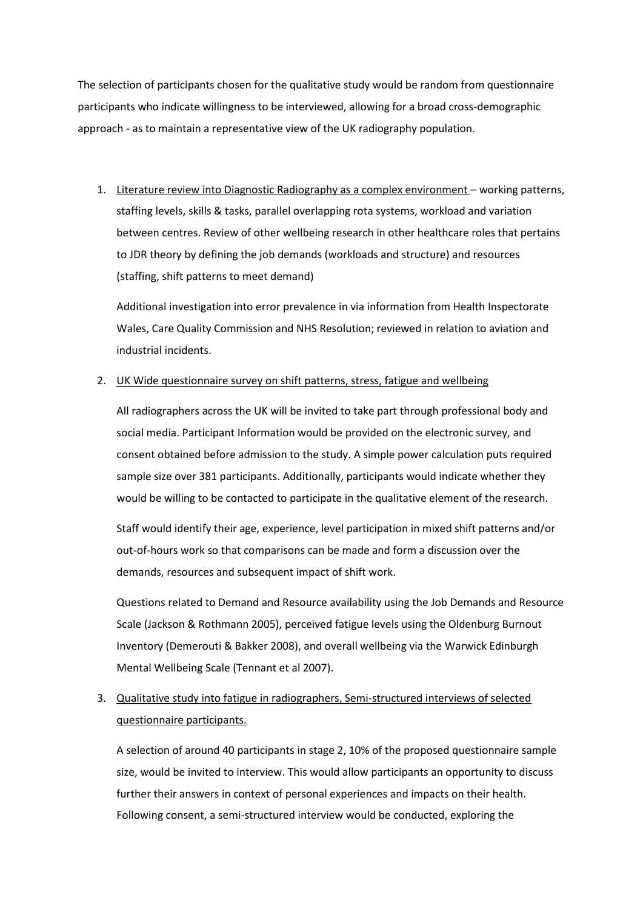The selection of participants chosen for the qualitative study would be random from questionnaire participants who indicate willingness to be interviewed, allowing for a broad cross-demographic approach - as to maintain a representative view of the UK radiography population.

1. <u>Literature review into Diagnostic Radiography as a complex environment</u> – working patterns, staffing levels, skills & tasks, parallel overlapping rota systems, workload and variation between centres. Review of other wellbeing research in other healthcare roles that pertains to JDR theory by defining the job demands (workloads and structure) and resources (staffing, shift patterns to meet demand)

   Additional investigation into error prevalence in via information from Health Inspectorate Wales, Care Quality Commission and NHS Resolution; reviewed in relation to aviation and industrial incidents.

2. <u>UK Wide questionnaire survey on shift patterns, stress, fatigue and wellbeing</u>

   All radiographers across the UK will be invited to take part through professional body and social media. Participant Information would be provided on the electronic survey, and consent obtained before admission to the study. A simple power calculation puts required sample size over 381 participants. Additionally, participants would indicate whether they would be willing to be contacted to participate in the qualitative element of the research.

   Staff would identify their age, experience, level participation in mixed shift patterns and/or out-of-hours work so that comparisons can be made and form a discussion over the demands, resources and subsequent impact of shift work.

   Questions related to Demand and Resource availability using the Job Demands and Resource Scale (Jackson & Rothmann 2005), perceived fatigue levels using the Oldenburg Burnout Inventory (Demerouti & Bakker 2008), and overall wellbeing via the Warwick Edinburgh Mental Wellbeing Scale (Tennant et al 2007).

3. <u>Qualitative study into fatigue in radiographers, Semi-structured interviews of selected questionnaire participants.</u>

   A selection of around 40 participants in stage 2, 10% of the proposed questionnaire sample size, would be invited to interview. This would allow participants an opportunity to discuss further their answers in context of personal experiences and impacts on their health. Following consent, a semi-structured interview would be conducted, exploring the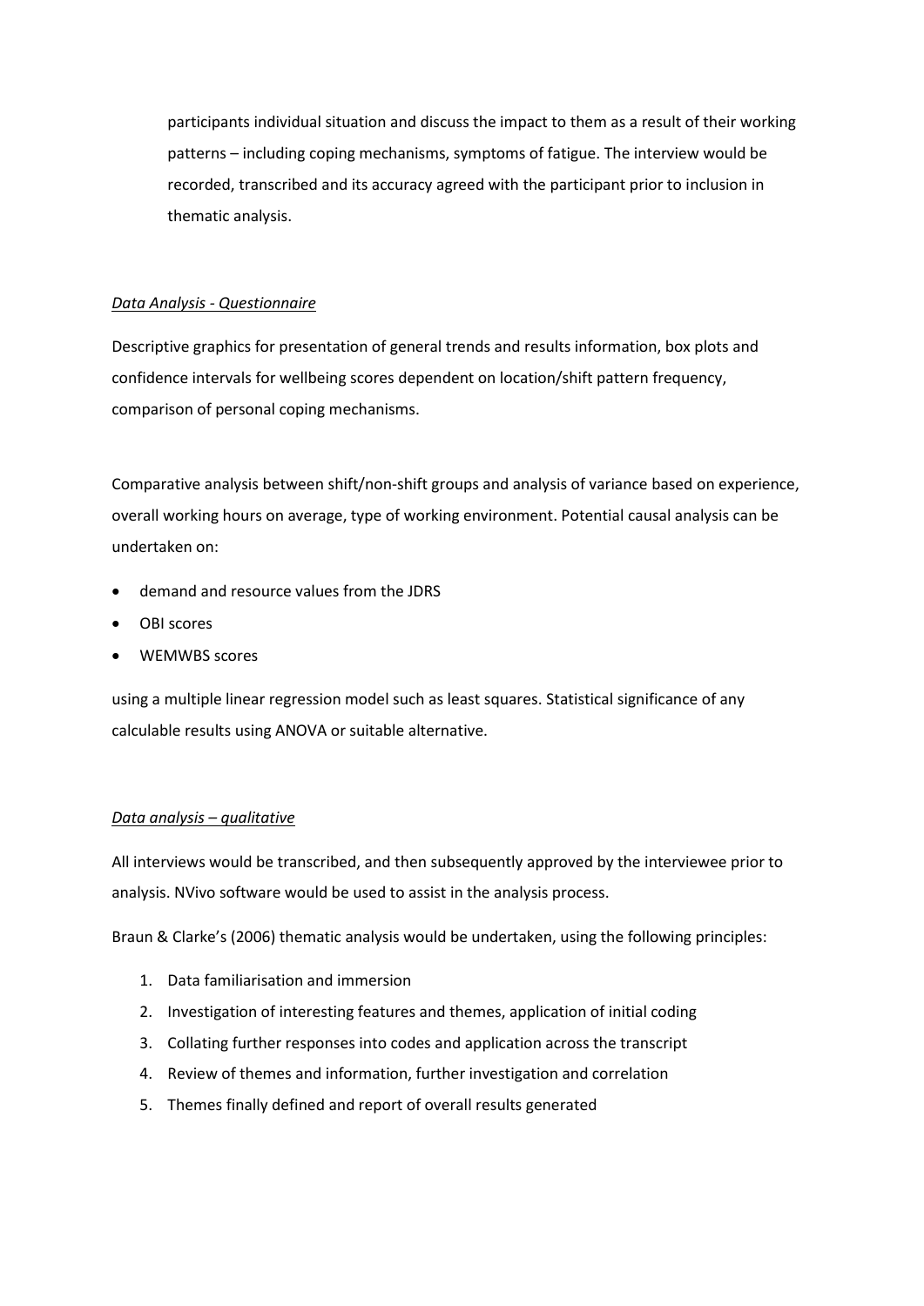participants individual situation and discuss the impact to them as a result of their working patterns – including coping mechanisms, symptoms of fatigue. The interview would be recorded, transcribed and its accuracy agreed with the participant prior to inclusion in thematic analysis.

*Data Analysis - Questionnaire*

Descriptive graphics for presentation of general trends and results information, box plots and confidence intervals for wellbeing scores dependent on location/shift pattern frequency, comparison of personal coping mechanisms.

Comparative analysis between shift/non-shift groups and analysis of variance based on experience, overall working hours on average, type of working environment. Potential causal analysis can be undertaken on:

- demand and resource values from the JDRS
- OBI scores
- WEMWBS scores

using a multiple linear regression model such as least squares. Statistical significance of any calculable results using ANOVA or suitable alternative.

*Data analysis – qualitative*

All interviews would be transcribed, and then subsequently approved by the interviewee prior to analysis. NVivo software would be used to assist in the analysis process.

Braun & Clarke's (2006) thematic analysis would be undertaken, using the following principles:

1. Data familiarisation and immersion
2. Investigation of interesting features and themes, application of initial coding
3. Collating further responses into codes and application across the transcript
4. Review of themes and information, further investigation and correlation
5. Themes finally defined and report of overall results generated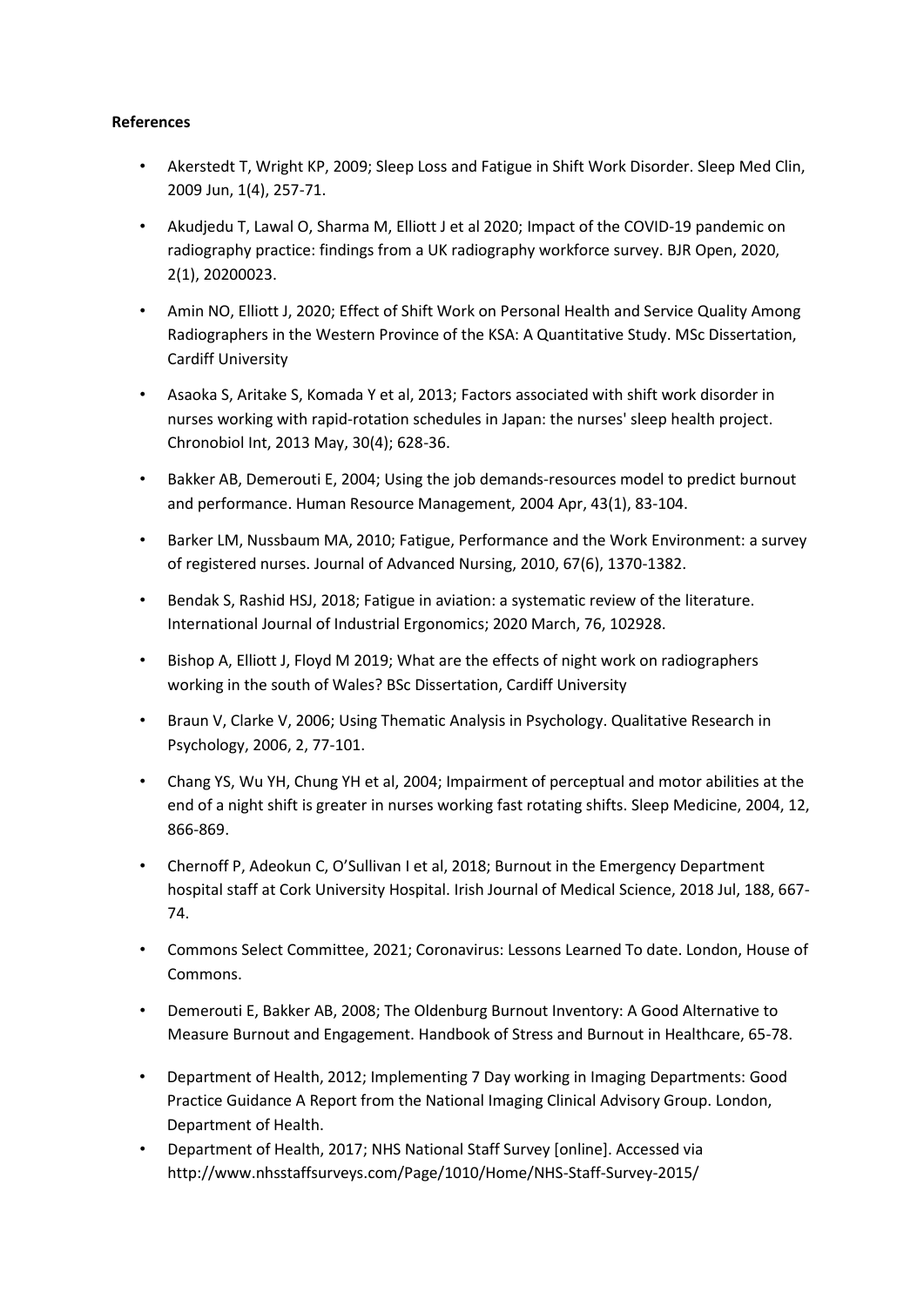**References**

- Akerstedt T, Wright KP, 2009; Sleep Loss and Fatigue in Shift Work Disorder. Sleep Med Clin, 2009 Jun, 1(4), 257-71.
- Akudjedu T, Lawal O, Sharma M, Elliott J et al 2020; Impact of the COVID-19 pandemic on radiography practice: findings from a UK radiography workforce survey. BJR Open, 2020, 2(1), 20200023.
- Amin NO, Elliott J, 2020; Effect of Shift Work on Personal Health and Service Quality Among Radiographers in the Western Province of the KSA: A Quantitative Study. MSc Dissertation, Cardiff University
- Asaoka S, Aritake S, Komada Y et al, 2013; Factors associated with shift work disorder in nurses working with rapid-rotation schedules in Japan: the nurses' sleep health project. Chronobiol Int, 2013 May, 30(4); 628-36.
- Bakker AB, Demerouti E, 2004; Using the job demands-resources model to predict burnout and performance. Human Resource Management, 2004 Apr, 43(1), 83-104.
- Barker LM, Nussbaum MA, 2010; Fatigue, Performance and the Work Environment: a survey of registered nurses. Journal of Advanced Nursing, 2010, 67(6), 1370-1382.
- Bendak S, Rashid HSJ, 2018; Fatigue in aviation: a systematic review of the literature. International Journal of Industrial Ergonomics; 2020 March, 76, 102928.
- Bishop A, Elliott J, Floyd M 2019; What are the effects of night work on radiographers working in the south of Wales? BSc Dissertation, Cardiff University
- Braun V, Clarke V, 2006; Using Thematic Analysis in Psychology. Qualitative Research in Psychology, 2006, 2, 77-101.
- Chang YS, Wu YH, Chung YH et al, 2004; Impairment of perceptual and motor abilities at the end of a night shift is greater in nurses working fast rotating shifts. Sleep Medicine, 2004, 12, 866-869.
- Chernoff P, Adeokun C, O'Sullivan I et al, 2018; Burnout in the Emergency Department hospital staff at Cork University Hospital. Irish Journal of Medical Science, 2018 Jul, 188, 667-74.
- Commons Select Committee, 2021; Coronavirus: Lessons Learned To date. London, House of Commons.
- Demerouti E, Bakker AB, 2008; The Oldenburg Burnout Inventory: A Good Alternative to Measure Burnout and Engagement. Handbook of Stress and Burnout in Healthcare, 65-78.
- Department of Health, 2012; Implementing 7 Day working in Imaging Departments: Good Practice Guidance A Report from the National Imaging Clinical Advisory Group. London, Department of Health.
- Department of Health, 2017; NHS National Staff Survey [online]. Accessed via http://www.nhsstaffsurveys.com/Page/1010/Home/NHS-Staff-Survey-2015/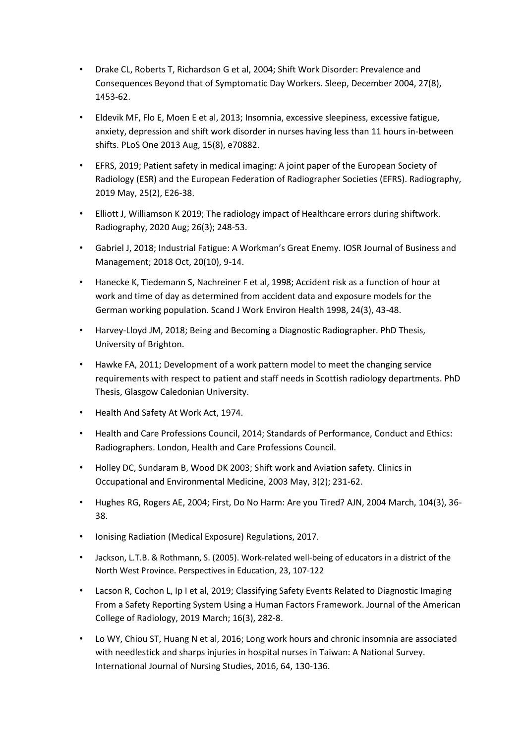- Drake CL, Roberts T, Richardson G et al, 2004; Shift Work Disorder: Prevalence and Consequences Beyond that of Symptomatic Day Workers. Sleep, December 2004, 27(8), 1453-62.
- Eldevik MF, Flo E, Moen E et al, 2013; Insomnia, excessive sleepiness, excessive fatigue, anxiety, depression and shift work disorder in nurses having less than 11 hours in-between shifts. PLoS One 2013 Aug, 15(8), e70882.
- EFRS, 2019; Patient safety in medical imaging: A joint paper of the European Society of Radiology (ESR) and the European Federation of Radiographer Societies (EFRS). Radiography, 2019 May, 25(2), E26-38.
- Elliott J, Williamson K 2019; The radiology impact of Healthcare errors during shiftwork. Radiography, 2020 Aug; 26(3); 248-53.
- Gabriel J, 2018; Industrial Fatigue: A Workman's Great Enemy. IOSR Journal of Business and Management; 2018 Oct, 20(10), 9-14.
- Hanecke K, Tiedemann S, Nachreiner F et al, 1998; Accident risk as a function of hour at work and time of day as determined from accident data and exposure models for the German working population. Scand J Work Environ Health 1998, 24(3), 43-48.
- Harvey-Lloyd JM, 2018; Being and Becoming a Diagnostic Radiographer. PhD Thesis, University of Brighton.
- Hawke FA, 2011; Development of a work pattern model to meet the changing service requirements with respect to patient and staff needs in Scottish radiology departments. PhD Thesis, Glasgow Caledonian University.
- Health And Safety At Work Act, 1974.
- Health and Care Professions Council, 2014; Standards of Performance, Conduct and Ethics: Radiographers. London, Health and Care Professions Council.
- Holley DC, Sundaram B, Wood DK 2003; Shift work and Aviation safety. Clinics in Occupational and Environmental Medicine, 2003 May, 3(2); 231-62.
- Hughes RG, Rogers AE, 2004; First, Do No Harm: Are you Tired? AJN, 2004 March, 104(3), 36-38.
- Ionising Radiation (Medical Exposure) Regulations, 2017.
- Jackson, L.T.B. & Rothmann, S. (2005). Work-related well-being of educators in a district of the North West Province. Perspectives in Education, 23, 107-122
- Lacson R, Cochon L, Ip I et al, 2019; Classifying Safety Events Related to Diagnostic Imaging From a Safety Reporting System Using a Human Factors Framework. Journal of the American College of Radiology, 2019 March; 16(3), 282-8.
- Lo WY, Chiou ST, Huang N et al, 2016; Long work hours and chronic insomnia are associated with needlestick and sharps injuries in hospital nurses in Taiwan: A National Survey. International Journal of Nursing Studies, 2016, 64, 130-136.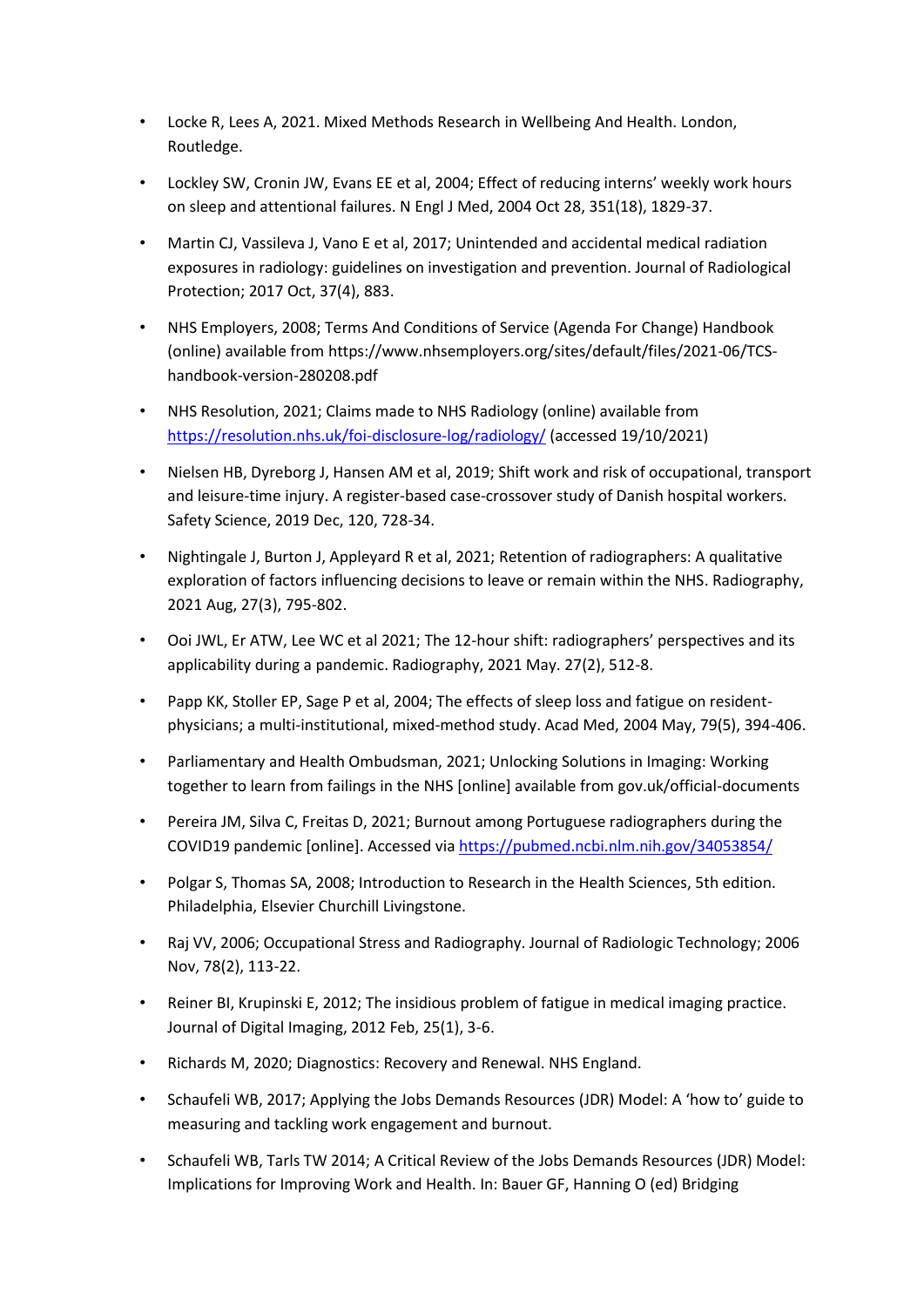- Locke R, Lees A, 2021. Mixed Methods Research in Wellbeing And Health. London, Routledge.
- Lockley SW, Cronin JW, Evans EE et al, 2004; Effect of reducing interns' weekly work hours on sleep and attentional failures. N Engl J Med, 2004 Oct 28, 351(18), 1829-37.
- Martin CJ, Vassileva J, Vano E et al, 2017; Unintended and accidental medical radiation exposures in radiology: guidelines on investigation and prevention. Journal of Radiological Protection; 2017 Oct, 37(4), 883.
- NHS Employers, 2008; Terms And Conditions of Service (Agenda For Change) Handbook (online) available from https://www.nhsemployers.org/sites/default/files/2021-06/TCS-handbook-version-280208.pdf
- NHS Resolution, 2021; Claims made to NHS Radiology (online) available from [https://resolution.nhs.uk/foi-disclosure-log/radiology/](https://resolution.nhs.uk/foi-disclosure-log/radiology/) (accessed 19/10/2021)
- Nielsen HB, Dyreborg J, Hansen AM et al, 2019; Shift work and risk of occupational, transport and leisure-time injury. A register-based case-crossover study of Danish hospital workers. Safety Science, 2019 Dec, 120, 728-34.
- Nightingale J, Burton J, Appleyard R et al, 2021; Retention of radiographers: A qualitative exploration of factors influencing decisions to leave or remain within the NHS. Radiography, 2021 Aug, 27(3), 795-802.
- Ooi JWL, Er ATW, Lee WC et al 2021; The 12-hour shift: radiographers' perspectives and its applicability during a pandemic. Radiography, 2021 May. 27(2), 512-8.
- Papp KK, Stoller EP, Sage P et al, 2004; The effects of sleep loss and fatigue on resident-physicians; a multi-institutional, mixed-method study. Acad Med, 2004 May, 79(5), 394-406.
- Parliamentary and Health Ombudsman, 2021; Unlocking Solutions in Imaging: Working together to learn from failings in the NHS [online] available from gov.uk/official-documents
- Pereira JM, Silva C, Freitas D, 2021; Burnout among Portuguese radiographers during the COVID19 pandemic [online]. Accessed via [https://pubmed.ncbi.nlm.nih.gov/34053854/](https://pubmed.ncbi.nlm.nih.gov/34053854/)
- Polgar S, Thomas SA, 2008; Introduction to Research in the Health Sciences, 5th edition. Philadelphia, Elsevier Churchill Livingstone.
- Raj VV, 2006; Occupational Stress and Radiography. Journal of Radiologic Technology; 2006 Nov, 78(2), 113-22.
- Reiner BI, Krupinski E, 2012; The insidious problem of fatigue in medical imaging practice. Journal of Digital Imaging, 2012 Feb, 25(1), 3-6.
- Richards M, 2020; Diagnostics: Recovery and Renewal. NHS England.
- Schaufeli WB, 2017; Applying the Jobs Demands Resources (JDR) Model: A 'how to' guide to measuring and tackling work engagement and burnout.
- Schaufeli WB, Tarls TW 2014; A Critical Review of the Jobs Demands Resources (JDR) Model: Implications for Improving Work and Health. In: Bauer GF, Hanning O (ed) Bridging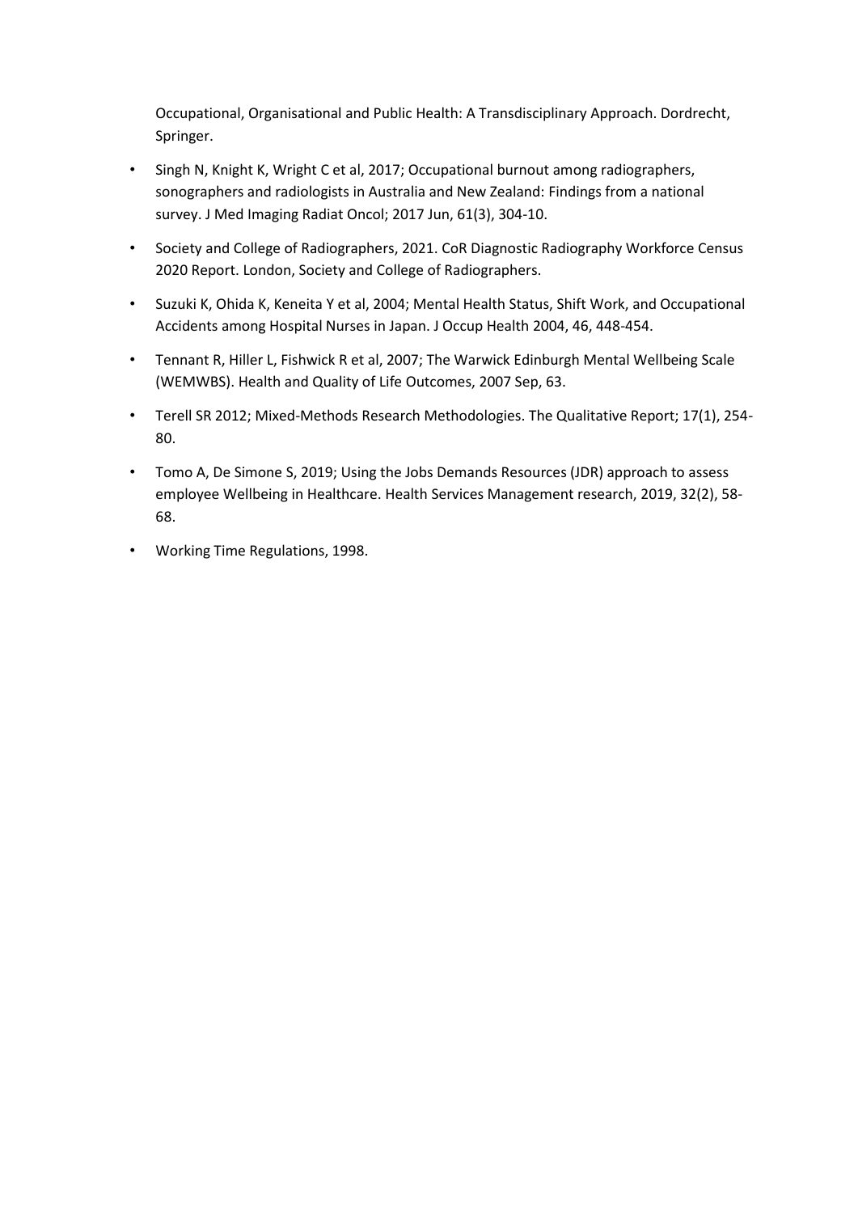Occupational, Organisational and Public Health: A Transdisciplinary Approach. Dordrecht, Springer.

- Singh N, Knight K, Wright C et al, 2017; Occupational burnout among radiographers, sonographers and radiologists in Australia and New Zealand: Findings from a national survey. J Med Imaging Radiat Oncol; 2017 Jun, 61(3), 304-10.
- Society and College of Radiographers, 2021. CoR Diagnostic Radiography Workforce Census 2020 Report. London, Society and College of Radiographers.
- Suzuki K, Ohida K, Keneita Y et al, 2004; Mental Health Status, Shift Work, and Occupational Accidents among Hospital Nurses in Japan. J Occup Health 2004, 46, 448-454.
- Tennant R, Hiller L, Fishwick R et al, 2007; The Warwick Edinburgh Mental Wellbeing Scale (WEMWBS). Health and Quality of Life Outcomes, 2007 Sep, 63.
- Terell SR 2012; Mixed-Methods Research Methodologies. The Qualitative Report; 17(1), 254-80.
- Tomo A, De Simone S, 2019; Using the Jobs Demands Resources (JDR) approach to assess employee Wellbeing in Healthcare. Health Services Management research, 2019, 32(2), 58-68.
- Working Time Regulations, 1998.